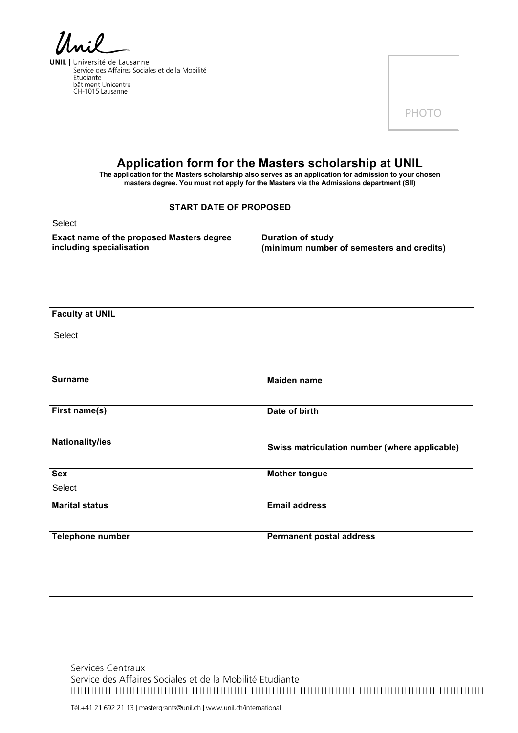Unil

**UNIL** | Université de Lausanne
Service des Affaires Sociales et de la Mobilité Etudiante
bâtiment Unicentre
CH-1015 Lausanne

PHOTO

# Application form for the Masters scholarship at UNIL

**The application for the Masters scholarship also serves as an application for admission to your chosen masters degree. You must not apply for the Masters via the Admissions department (SII)**

| **START DATE OF PROPOSED** | |
|---|---|
| Select | |
| **Exact name of the proposed Masters degree including specialisation** | **Duration of study (minimum number of semesters and credits)** |
| **Faculty at UNIL** | |
| Select | |

| **Surname** | **Maiden name** |
|---|---|
| **First name(s)** | **Date of birth** |
| **Nationality/ies** | **Swiss matriculation number (where applicable)** |
| **Sex**<br>Select | **Mother tongue** |
| **Marital status** | **Email address** |
| **Telephone number** | **Permanent postal address** |

Services Centraux
Service des Affaires Sociales et de la Mobilité Etudiante

Tél.+41 21 692 21 13 | mastergrants@unil.ch | www.unil.ch/international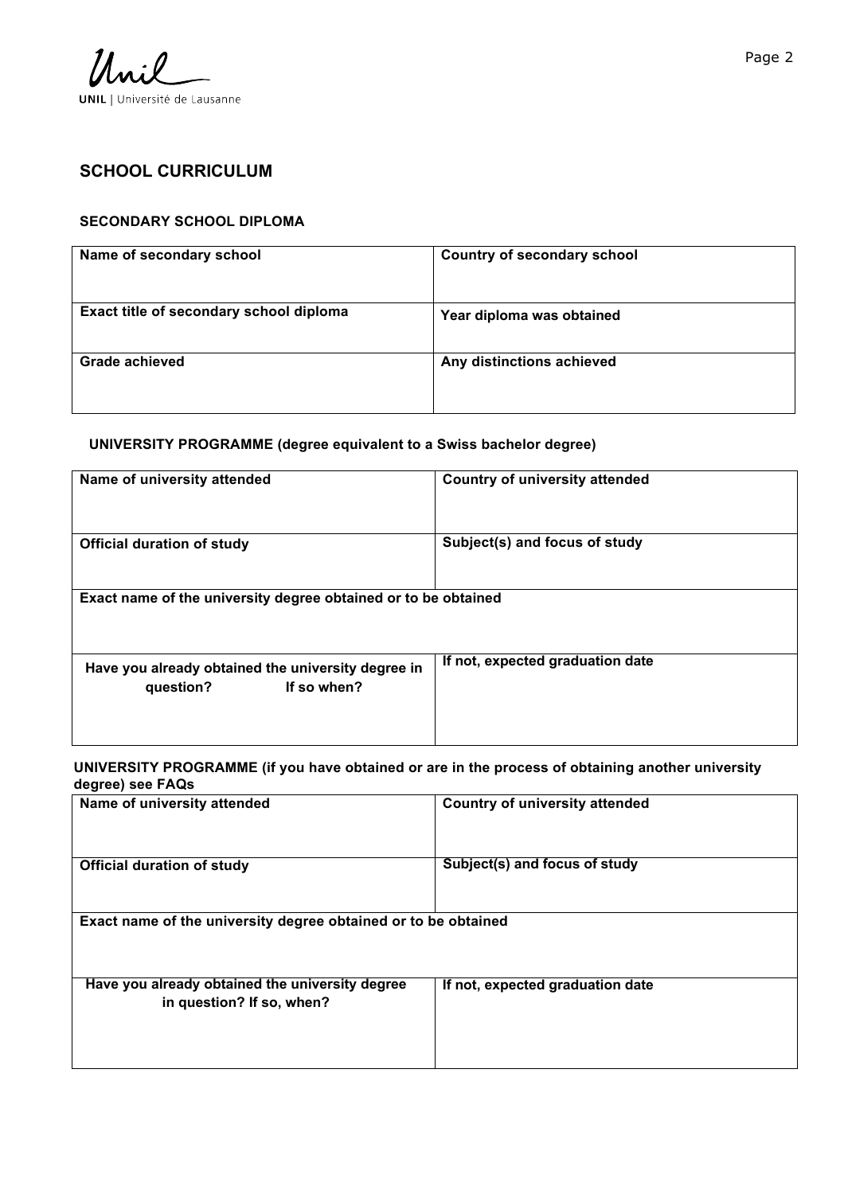## SCHOOL CURRICULUM

### SECONDARY SCHOOL DIPLOMA

| Name of secondary school | Country of secondary school |
|---|---|
| **Exact title of secondary school diploma** | **Year diploma was obtained** |
| **Grade achieved** | **Any distinctions achieved** |

### UNIVERSITY PROGRAMME (degree equivalent to a Swiss bachelor degree)

| Name of university attended | Country of university attended |
|---|---|
| **Official duration of study** | **Subject(s) and focus of study** |
| **Exact name of the university degree obtained or to be obtained** | |
| **Have you already obtained the university degree in question? If so when?** | **If not, expected graduation date** |

### UNIVERSITY PROGRAMME (if you have obtained or are in the process of obtaining another university degree) see FAQs

| Name of university attended | Country of university attended |
|---|---|
| **Official duration of study** | **Subject(s) and focus of study** |
| **Exact name of the university degree obtained or to be obtained** | |
| **Have you already obtained the university degree in question? If so, when?** | **If not, expected graduation date** |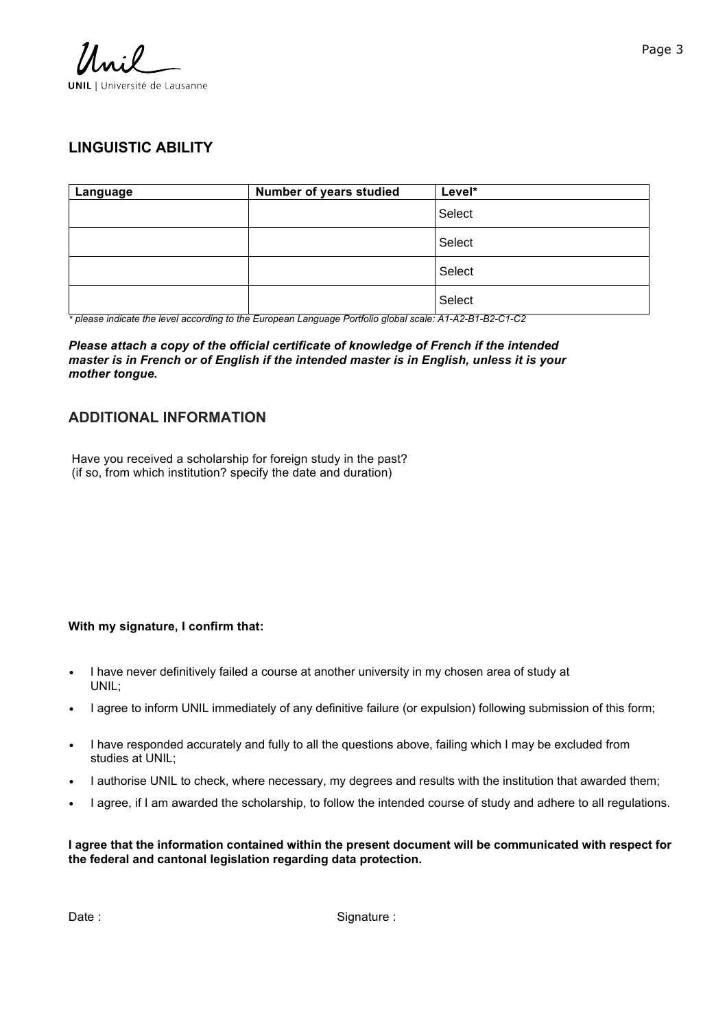## LINGUISTIC ABILITY

| Language | Number of years studied | Level* |
|---|---|---|
| | | Select |
| | | Select |
| | | Select |
| | | Select |

*\* please indicate the level according to the European Language Portfolio global scale: A1-A2-B1-B2-C1-C2*

***Please attach a copy of the official certificate of knowledge of French if the intended master is in French or of English if the intended master is in English, unless it is your mother tongue.***

## ADDITIONAL INFORMATION

Have you received a scholarship for foreign study in the past?
(if so, from which institution? specify the date and duration)

**With my signature, I confirm that:**

- I have never definitively failed a course at another university in my chosen area of study at UNIL;
- I agree to inform UNIL immediately of any definitive failure (or expulsion) following submission of this form;
- I have responded accurately and fully to all the questions above, failing which I may be excluded from studies at UNIL;
- I authorise UNIL to check, where necessary, my degrees and results with the institution that awarded them;
- I agree, if I am awarded the scholarship, to follow the intended course of study and adhere to all regulations.

**I agree that the information contained within the present document will be communicated with respect for the federal and cantonal legislation regarding data protection.**

Date :

Signature :